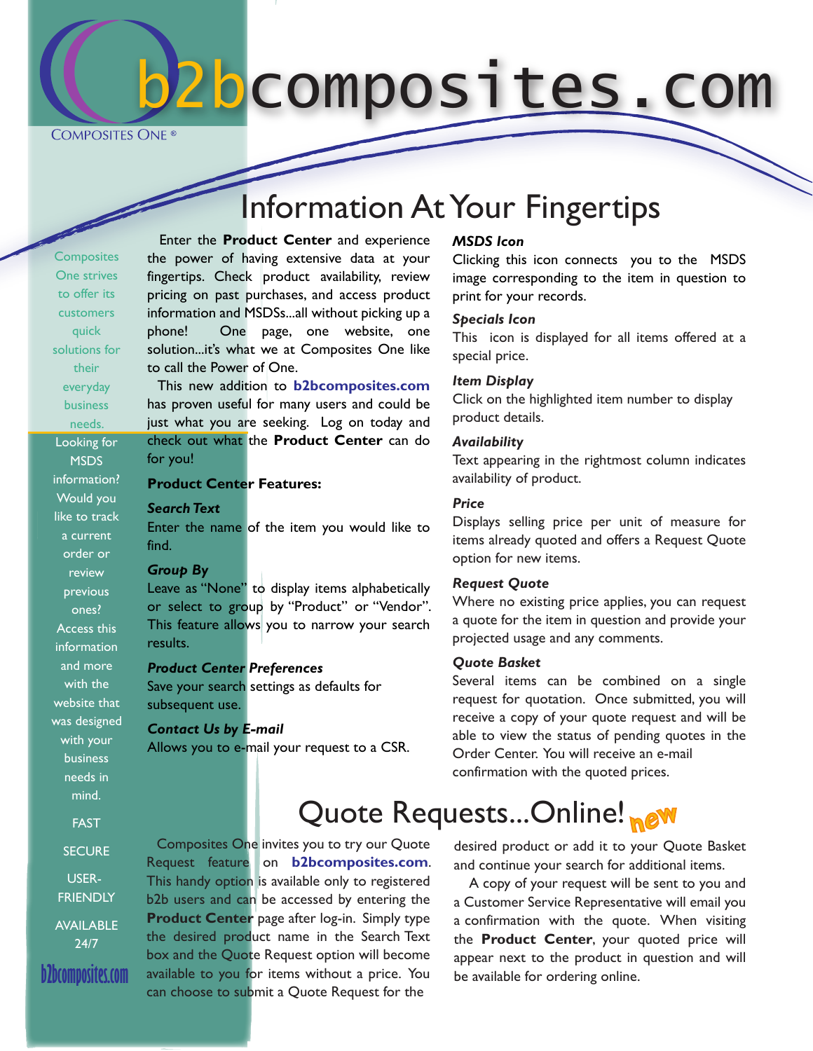# b2bcomposites.com

COMPOSITES ONE ®

## Information At Your Fingertips

Composites One strives to offer its customers quick solutions for their everyday business needs.

Looking for MSDS information? Would you like to track a current order or review previous ones? Access this information and more with the website that was designed with your business needs in mind.

FAST

SECURE

USER-FRIENDLY

AVAILABLE 24/7

b2bcomposites.com

Enter the **Product Center** and experience the power of having extensive data at your fingertips. Check product availability, review pricing on past purchases, and access product information and MSDSs...all without picking up a phone! One page, one website, one solution...it's what we at Composites One like to call the Power of One.

This new addition to **b2bcomposites.com** has proven useful for many users and could be just what you are seeking. Log on today and check out what the **Product Center** can do for you!

**Product Center Features:**

***Search Text***
Enter the name of the item you would like to find.

***Group By***
Leave as "None" to display items alphabetically or select to group by "Product" or "Vendor". This feature allows you to narrow your search results.

***Product Center Preferences***
Save your search settings as defaults for subsequent use.

***Contact Us by E-mail***
Allows you to e-mail your request to a CSR.

***MSDS Icon***
Clicking this icon connects you to the MSDS image corresponding to the item in question to print for your records.

***Specials Icon***
This icon is displayed for all items offered at a special price.

***Item Display***
Click on the highlighted item number to display product details.

***Availability***
Text appearing in the rightmost column indicates availability of product.

***Price***
Displays selling price per unit of measure for items already quoted and offers a Request Quote option for new items.

***Request Quote***
Where no existing price applies, you can request a quote for the item in question and provide your projected usage and any comments.

***Quote Basket***
Several items can be combined on a single request for quotation. Once submitted, you will receive a copy of your quote request and will be able to view the status of pending quotes in the Order Center. You will receive an e-mail confirmation with the quoted prices.

## Quote Requests...Online! *new*

Composites One invites you to try our Quote Request feature on **b2bcomposites.com**. This handy option is available only to registered b2b users and can be accessed by entering the **Product Center** page after log-in. Simply type the desired product name in the Search Text box and the Quote Request option will become available to you for items without a price. You can choose to submit a Quote Request for the desired product or add it to your Quote Basket and continue your search for additional items.

A copy of your request will be sent to you and a Customer Service Representative will email you a confirmation with the quote. When visiting the **Product Center**, your quoted price will appear next to the product in question and will be available for ordering online.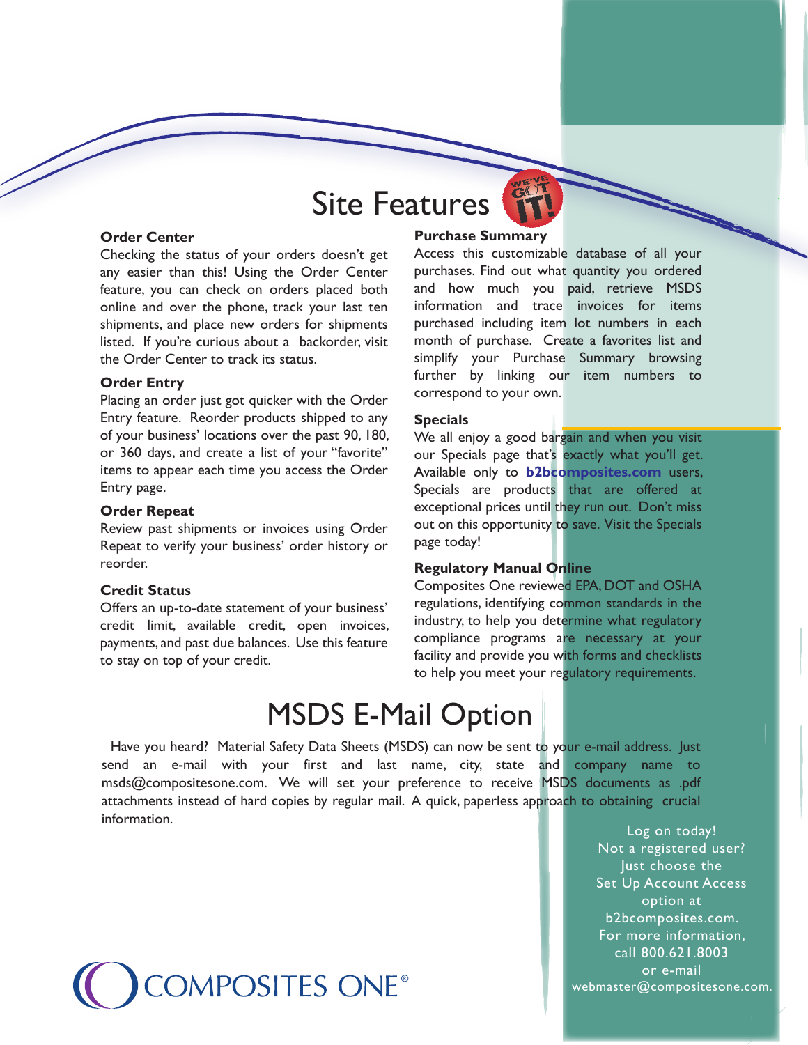# Site Features

WE'VE GOT IT!

### Order Center

Checking the status of your orders doesn't get any easier than this! Using the Order Center feature, you can check on orders placed both online and over the phone, track your last ten shipments, and place new orders for shipments listed. If you're curious about a backorder, visit the Order Center to track its status.

### Order Entry

Placing an order just got quicker with the Order Entry feature. Reorder products shipped to any of your business' locations over the past 90, 180, or 360 days, and create a list of your "favorite" items to appear each time you access the Order Entry page.

### Order Repeat

Review past shipments or invoices using Order Repeat to verify your business' order history or reorder.

### Credit Status

Offers an up-to-date statement of your business' credit limit, available credit, open invoices, payments, and past due balances. Use this feature to stay on top of your credit.

### Purchase Summary

Access this customizable database of all your purchases. Find out what quantity you ordered and how much you paid, retrieve MSDS information and trace invoices for items purchased including item lot numbers in each month of purchase. Create a favorites list and simplify your Purchase Summary browsing further by linking our item numbers to correspond to your own.

### Specials

We all enjoy a good bargain and when you visit our Specials page that's exactly what you'll get. Available only to **b2bcomposites.com** users, Specials are products that are offered at exceptional prices until they run out. Don't miss out on this opportunity to save. Visit the Specials page today!

### Regulatory Manual Online

Composites One reviewed EPA, DOT and OSHA regulations, identifying common standards in the industry, to help you determine what regulatory compliance programs are necessary at your facility and provide you with forms and checklists to help you meet your regulatory requirements.

# MSDS E-Mail Option

Have you heard? Material Safety Data Sheets (MSDS) can now be sent to your e-mail address. Just send an e-mail with your first and last name, city, state and company name to msds@compositesone.com. We will set your preference to receive MSDS documents as .pdf attachments instead of hard copies by regular mail. A quick, paperless approach to obtaining crucial information.

Log on today!
Not a registered user?
Just choose the
Set Up Account Access
option at
b2bcomposites.com.
For more information,
call 800.621.8003
or e-mail
webmaster@compositesone.com.

COMPOSITES ONE®